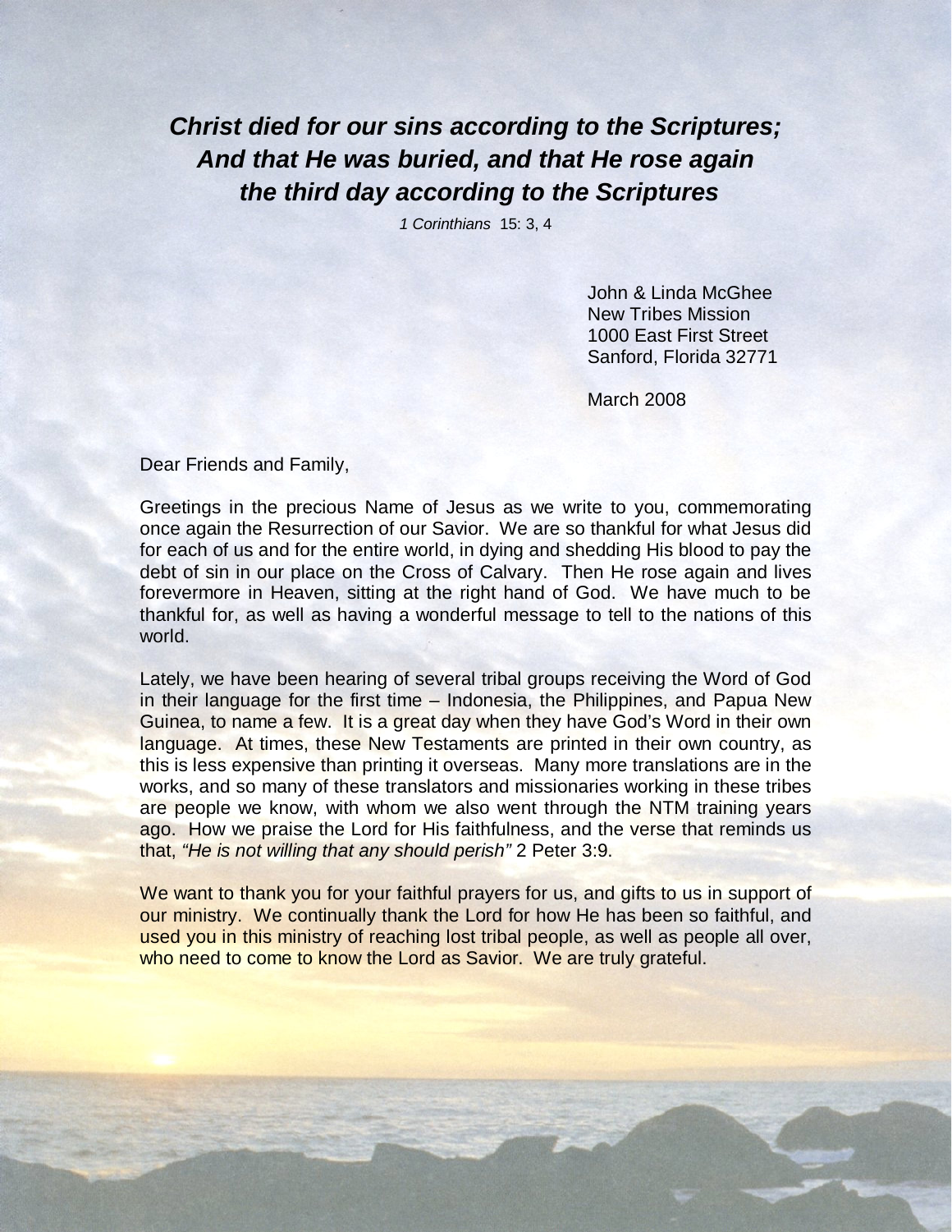***Christ died for our sins according to the Scriptures;***
***And that He was buried, and that He rose again***
***the third day according to the Scriptures***

*1 Corinthians* 15: 3, 4

John & Linda McGhee
New Tribes Mission
1000 East First Street
Sanford, Florida 32771

March 2008

Dear Friends and Family,

Greetings in the precious Name of Jesus as we write to you, commemorating once again the Resurrection of our Savior. We are so thankful for what Jesus did for each of us and for the entire world, in dying and shedding His blood to pay the debt of sin in our place on the Cross of Calvary. Then He rose again and lives forevermore in Heaven, sitting at the right hand of God. We have much to be thankful for, as well as having a wonderful message to tell to the nations of this world.

Lately, we have been hearing of several tribal groups receiving the Word of God in their language for the first time – Indonesia, the Philippines, and Papua New Guinea, to name a few. It is a great day when they have God's Word in their own language. At times, these New Testaments are printed in their own country, as this is less expensive than printing it overseas. Many more translations are in the works, and so many of these translators and missionaries working in these tribes are people we know, with whom we also went through the NTM training years ago. How we praise the Lord for His faithfulness, and the verse that reminds us that, *"He is not willing that any should perish"* 2 Peter 3:9.

We want to thank you for your faithful prayers for us, and gifts to us in support of our ministry. We continually thank the Lord for how He has been so faithful, and used you in this ministry of reaching lost tribal people, as well as people all over, who need to come to know the Lord as Savior. We are truly grateful.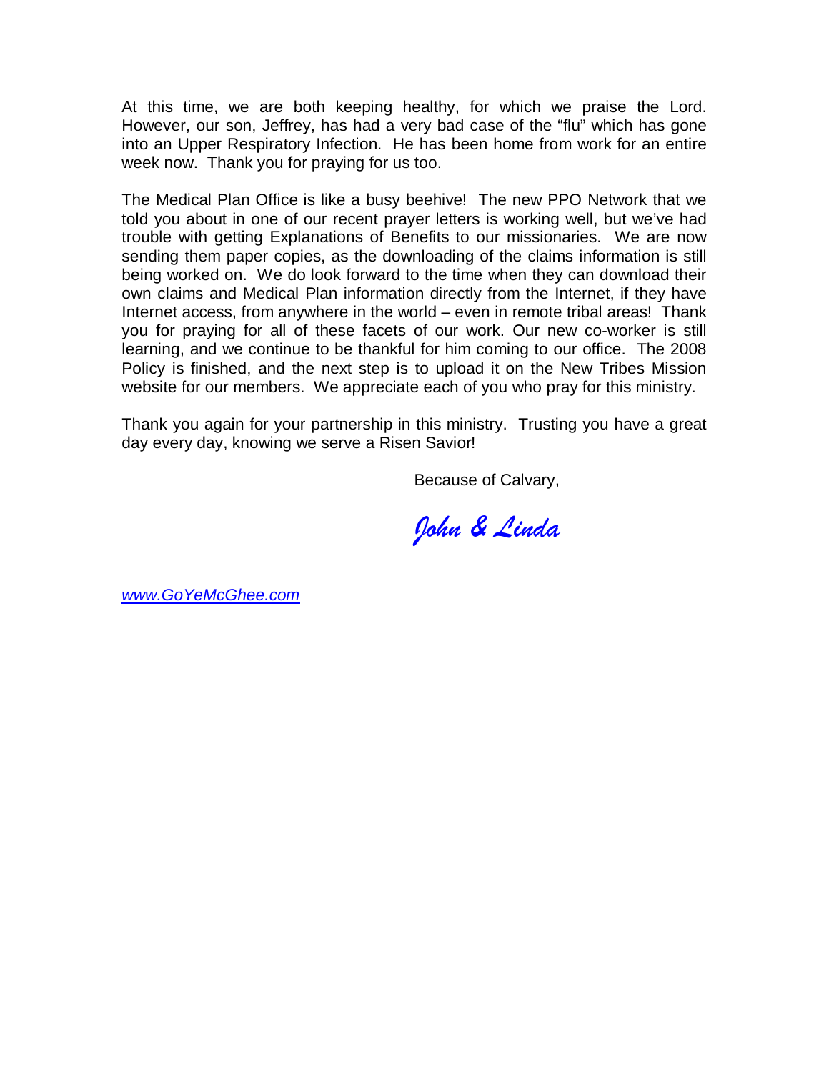At this time, we are both keeping healthy, for which we praise the Lord. However, our son, Jeffrey, has had a very bad case of the "flu" which has gone into an Upper Respiratory Infection. He has been home from work for an entire week now. Thank you for praying for us too.

The Medical Plan Office is like a busy beehive! The new PPO Network that we told you about in one of our recent prayer letters is working well, but we've had trouble with getting Explanations of Benefits to our missionaries. We are now sending them paper copies, as the downloading of the claims information is still being worked on. We do look forward to the time when they can download their own claims and Medical Plan information directly from the Internet, if they have Internet access, from anywhere in the world – even in remote tribal areas! Thank you for praying for all of these facets of our work. Our new co-worker is still learning, and we continue to be thankful for him coming to our office. The 2008 Policy is finished, and the next step is to upload it on the New Tribes Mission website for our members. We appreciate each of you who pray for this ministry.

Thank you again for your partnership in this ministry. Trusting you have a great day every day, knowing we serve a Risen Savior!

Because of Calvary,

*John & Linda*

*www.GoYeMcGhee.com*